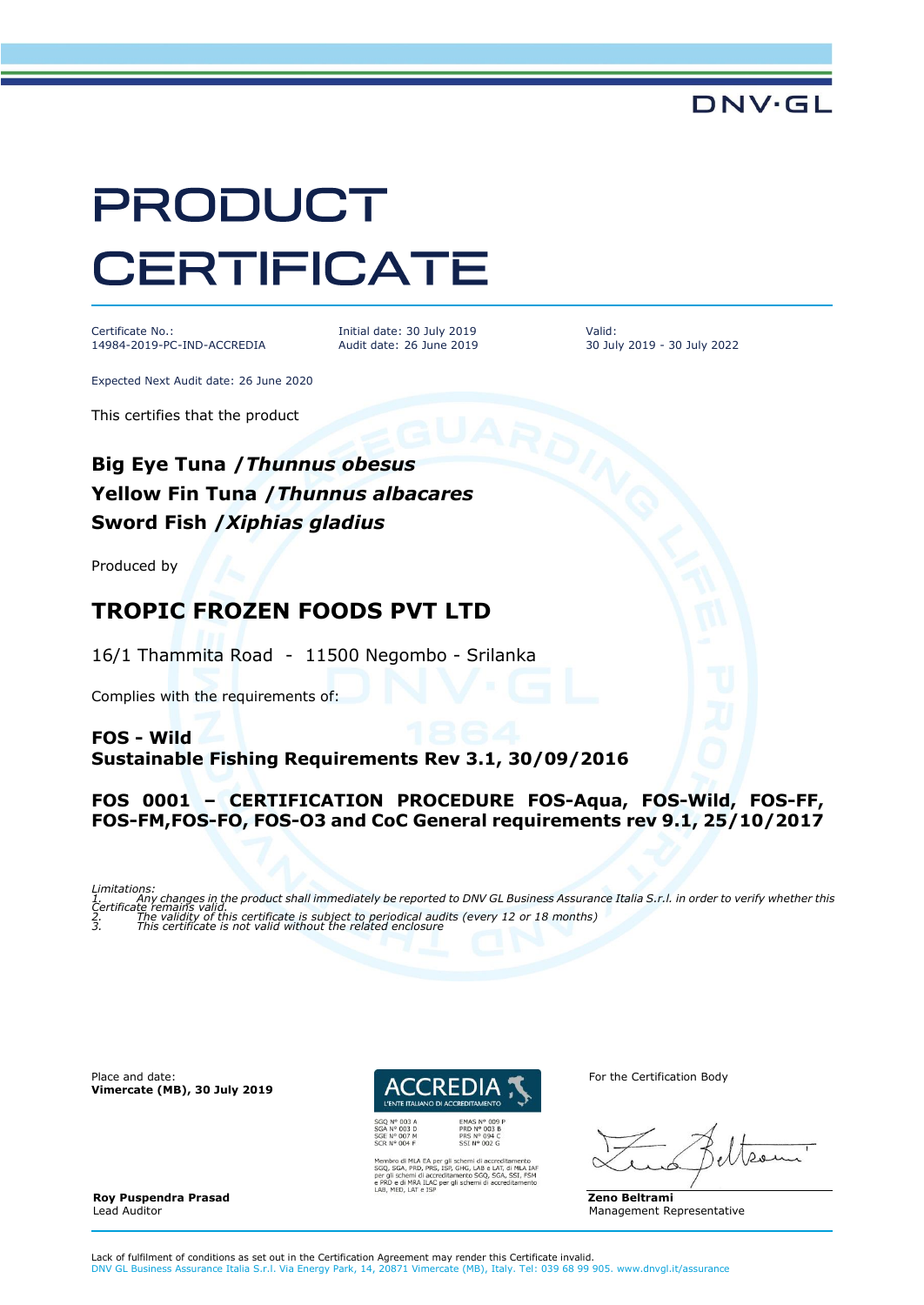DNV·GL

# PRODUCT CERTIFICATE

Certificate No.:
14984-2019-PC-IND-ACCREDIA

Initial date: 30 July 2019
Audit date: 26 June 2019

Valid:
30 July 2019 - 30 July 2022

Expected Next Audit date: 26 June 2020

This certifies that the product

**Big Eye Tuna /*Thunnus obesus***
**Yellow Fin Tuna /*Thunnus albacares***
**Sword Fish /*Xiphias gladius***

Produced by

## TROPIC FROZEN FOODS PVT LTD

16/1 Thammita Road - 11500 Negombo - Srilanka

Complies with the requirements of:

**FOS - Wild**
**Sustainable Fishing Requirements Rev 3.1, 30/09/2016**

**FOS 0001 – CERTIFICATION PROCEDURE FOS-Aqua, FOS-Wild, FOS-FF, FOS-FM,FOS-FO, FOS-O3 and CoC General requirements rev 9.1, 25/10/2017**

*Limitations:*
1. *Any changes in the product shall immediately be reported to DNV GL Business Assurance Italia S.r.l. in order to verify whether this Certificate remains valid.*
2. *The validity of this certificate is subject to periodical audits (every 12 or 18 months)*
3. *This certificate is not valid without the related enclosure*

Place and date:
**Vimercate (MB), 30 July 2019**

ACCREDIA
L'ENTE ITALIANO DI ACCREDITAMENTO
SGQ N° 003 A
SGA N° 003 D
SGE N° 007 M
SCR N° 004 F
EMAS N° 009 P
PRD N° 003 B
PRS N° 094 C
SSI N° 002 G
Membro di MLA EA per gli schemi di accreditamento SGQ, SGA, PRD, PRS, ISP, GHG, LAB e LAT, di MLA IAF per gli schemi di accreditamento SGQ, SGA, SSI, FSM e PRD e di MRA ILAC per gli schemi di accreditamento LAB, MED, LAT e ISP

For the Certification Body

**Roy Puspendra Prasad**
Lead Auditor

**Zeno Beltrami**
Management Representative

Lack of fulfilment of conditions as set out in the Certification Agreement may render this Certificate invalid.
DNV GL Business Assurance Italia S.r.l. Via Energy Park, 14, 20871 Vimercate (MB), Italy. Tel: 039 68 99 905. www.dnvgl.it/assurance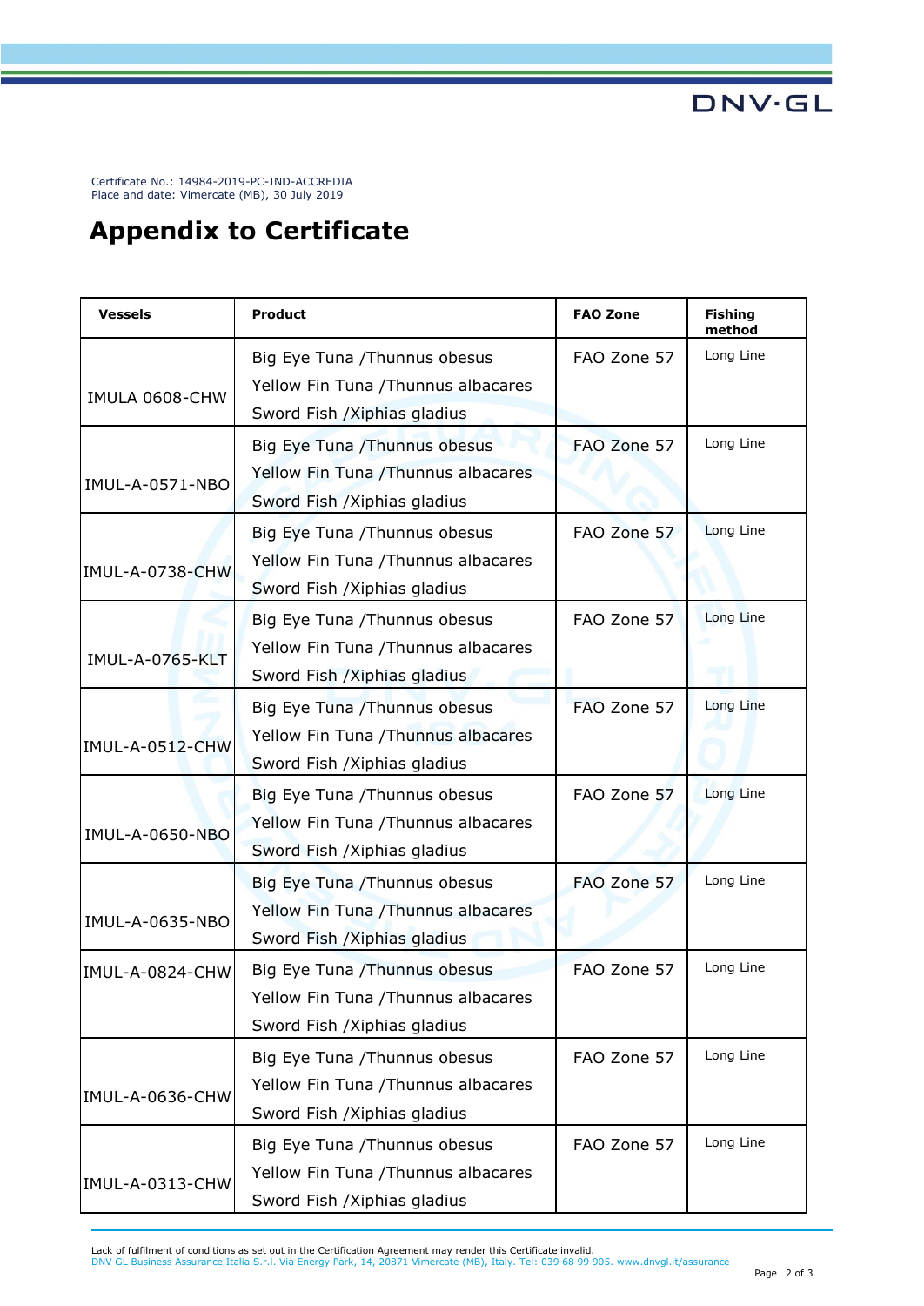Certificate No.: 14984-2019-PC-IND-ACCREDIA
Place and date: Vimercate (MB), 30 July 2019

# Appendix to Certificate

| Vessels | Product | FAO Zone | Fishing method |
|---|---|---|---|
| IMULA 0608-CHW | Big Eye Tuna /Thunnus obesus<br>Yellow Fin Tuna /Thunnus albacares<br>Sword Fish /Xiphias gladius | FAO Zone 57 | Long Line |
| IMUL-A-0571-NBO | Big Eye Tuna /Thunnus obesus<br>Yellow Fin Tuna /Thunnus albacares<br>Sword Fish /Xiphias gladius | FAO Zone 57 | Long Line |
| IMUL-A-0738-CHW | Big Eye Tuna /Thunnus obesus<br>Yellow Fin Tuna /Thunnus albacares<br>Sword Fish /Xiphias gladius | FAO Zone 57 | Long Line |
| IMUL-A-0765-KLT | Big Eye Tuna /Thunnus obesus<br>Yellow Fin Tuna /Thunnus albacares<br>Sword Fish /Xiphias gladius | FAO Zone 57 | Long Line |
| IMUL-A-0512-CHW | Big Eye Tuna /Thunnus obesus<br>Yellow Fin Tuna /Thunnus albacares<br>Sword Fish /Xiphias gladius | FAO Zone 57 | Long Line |
| IMUL-A-0650-NBO | Big Eye Tuna /Thunnus obesus<br>Yellow Fin Tuna /Thunnus albacares<br>Sword Fish /Xiphias gladius | FAO Zone 57 | Long Line |
| IMUL-A-0635-NBO | Big Eye Tuna /Thunnus obesus<br>Yellow Fin Tuna /Thunnus albacares<br>Sword Fish /Xiphias gladius | FAO Zone 57 | Long Line |
| IMUL-A-0824-CHW | Big Eye Tuna /Thunnus obesus<br>Yellow Fin Tuna /Thunnus albacares<br>Sword Fish /Xiphias gladius | FAO Zone 57 | Long Line |
| IMUL-A-0636-CHW | Big Eye Tuna /Thunnus obesus<br>Yellow Fin Tuna /Thunnus albacares<br>Sword Fish /Xiphias gladius | FAO Zone 57 | Long Line |
| IMUL-A-0313-CHW | Big Eye Tuna /Thunnus obesus<br>Yellow Fin Tuna /Thunnus albacares<br>Sword Fish /Xiphias gladius | FAO Zone 57 | Long Line |

Lack of fulfilment of conditions as set out in the Certification Agreement may render this Certificate invalid.
DNV GL Business Assurance Italia S.r.l. Via Energy Park, 14, 20871 Vimercate (MB), Italy. Tel: 039 68 99 905. www.dnvgl.it/assurance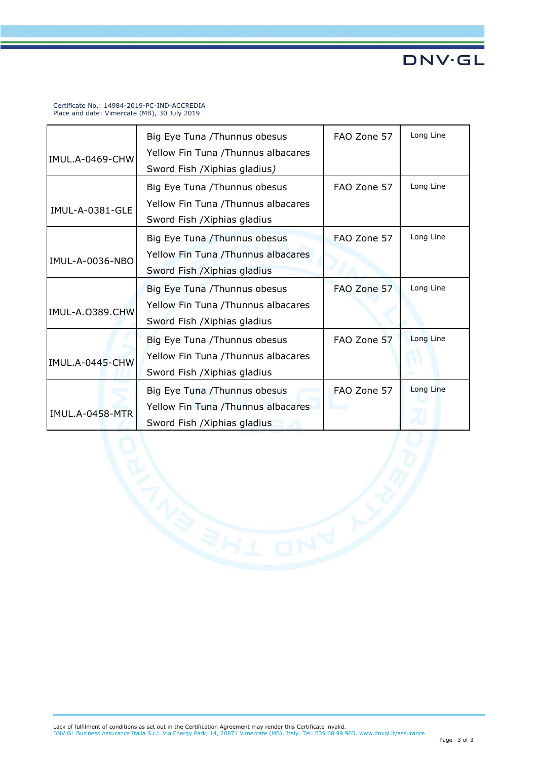Certificate No.: 14984-2019-PC-IND-ACCREDIA
Place and date: Vimercate (MB), 30 July 2019

| | | | |
|---|---|---|---|
| IMUL.A-0469-CHW | Big Eye Tuna /Thunnus obesus<br>Yellow Fin Tuna /Thunnus albacares<br>Sword Fish /Xiphias gladius) | FAO Zone 57 | Long Line |
| IMUL-A-0381-GLE | Big Eye Tuna /Thunnus obesus<br>Yellow Fin Tuna /Thunnus albacares<br>Sword Fish /Xiphias gladius | FAO Zone 57 | Long Line |
| IMUL-A-0036-NBO | Big Eye Tuna /Thunnus obesus<br>Yellow Fin Tuna /Thunnus albacares<br>Sword Fish /Xiphias gladius | FAO Zone 57 | Long Line |
| IMUL-A.O389.CHW | Big Eye Tuna /Thunnus obesus<br>Yellow Fin Tuna /Thunnus albacares<br>Sword Fish /Xiphias gladius | FAO Zone 57 | Long Line |
| IMUL.A-0445-CHW | Big Eye Tuna /Thunnus obesus<br>Yellow Fin Tuna /Thunnus albacares<br>Sword Fish /Xiphias gladius | FAO Zone 57 | Long Line |
| IMUL.A-0458-MTR | Big Eye Tuna /Thunnus obesus<br>Yellow Fin Tuna /Thunnus albacares<br>Sword Fish /Xiphias gladius | FAO Zone 57 | Long Line |

Lack of fulfilment of conditions as set out in the Certification Agreement may render this Certificate invalid.
DNV GL Business Assurance Italia S.r.l. Via Energy Park, 14, 20871 Vimercate (MB), Italy. Tel: 039 68 99 905. www.dnvgl.it/assurance